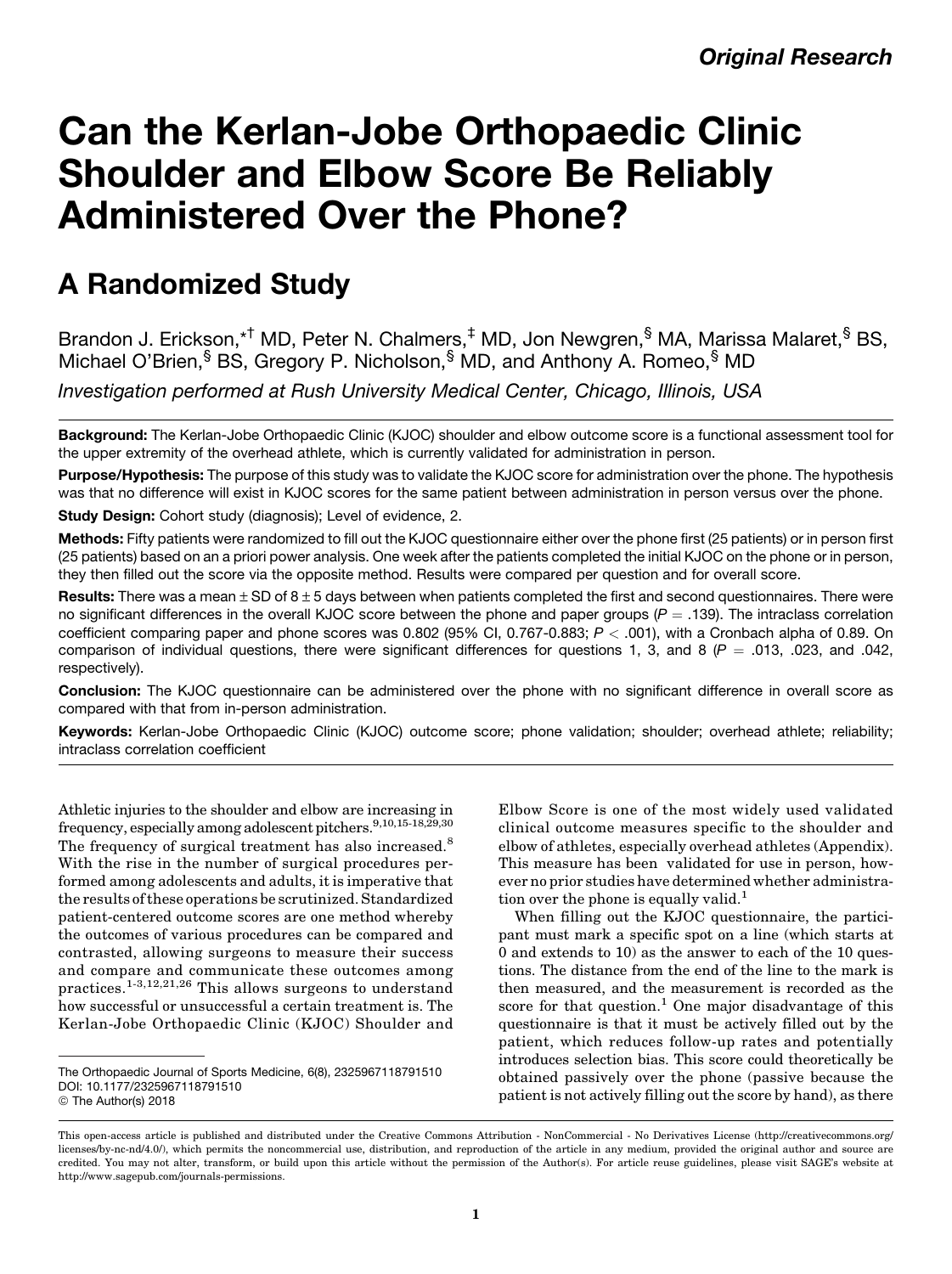*Original Research*

# Can the Kerlan-Jobe Orthopaedic Clinic Shoulder and Elbow Score Be Reliably Administered Over the Phone?

## A Randomized Study

Brandon J. Erickson,[*†] MD, Peter N. Chalmers,[‡] MD, Jon Newgren,[§] MA, Marissa Malaret,[§] BS, Michael O'Brien,[§] BS, Gregory P. Nicholson,[§] MD, and Anthony A. Romeo,[§] MD

*Investigation performed at Rush University Medical Center, Chicago, Illinois, USA*

**Background:** The Kerlan-Jobe Orthopaedic Clinic (KJOC) shoulder and elbow outcome score is a functional assessment tool for the upper extremity of the overhead athlete, which is currently validated for administration in person.

**Purpose/Hypothesis:** The purpose of this study was to validate the KJOC score for administration over the phone. The hypothesis was that no difference will exist in KJOC scores for the same patient between administration in person versus over the phone.

**Study Design:** Cohort study (diagnosis); Level of evidence, 2.

**Methods:** Fifty patients were randomized to fill out the KJOC questionnaire either over the phone first (25 patients) or in person first (25 patients) based on an a priori power analysis. One week after the patients completed the initial KJOC on the phone or in person, they then filled out the score via the opposite method. Results were compared per question and for overall score.

**Results:** There was a mean ± SD of 8 ± 5 days between when patients completed the first and second questionnaires. There were no significant differences in the overall KJOC score between the phone and paper groups ($P = .139$). The intraclass correlation coefficient comparing paper and phone scores was 0.802 (95% CI, 0.767-0.883; $P < .001$), with a Cronbach alpha of 0.89. On comparison of individual questions, there were significant differences for questions 1, 3, and 8 ($P = .013$, .023, and .042, respectively).

**Conclusion:** The KJOC questionnaire can be administered over the phone with no significant difference in overall score as compared with that from in-person administration.

**Keywords:** Kerlan-Jobe Orthopaedic Clinic (KJOC) outcome score; phone validation; shoulder; overhead athlete; reliability; intraclass correlation coefficient

Athletic injuries to the shoulder and elbow are increasing in frequency, especially among adolescent pitchers.[9,10,15-18,29,30] The frequency of surgical treatment has also increased.[8] With the rise in the number of surgical procedures performed among adolescents and adults, it is imperative that the results of these operations be scrutinized. Standardized patient-centered outcome scores are one method whereby the outcomes of various procedures can be compared and contrasted, allowing surgeons to measure their success and compare and communicate these outcomes among practices.[1-3,12,21,26] This allows surgeons to understand how successful or unsuccessful a certain treatment is. The Kerlan-Jobe Orthopaedic Clinic (KJOC) Shoulder and Elbow Score is one of the most widely used validated clinical outcome measures specific to the shoulder and elbow of athletes, especially overhead athletes (Appendix). This measure has been validated for use in person, however no prior studies have determined whether administration over the phone is equally valid.[1]

When filling out the KJOC questionnaire, the participant must mark a specific spot on a line (which starts at 0 and extends to 10) as the answer to each of the 10 questions. The distance from the end of the line to the mark is then measured, and the measurement is recorded as the score for that question.[1] One major disadvantage of this questionnaire is that it must be actively filled out by the patient, which reduces follow-up rates and potentially introduces selection bias. This score could theoretically be obtained passively over the phone (passive because the patient is not actively filling out the score by hand), as there

The Orthopaedic Journal of Sports Medicine, 6(8), 2325967118791510
DOI: 10.1177/2325967118791510
© The Author(s) 2018

This open-access article is published and distributed under the Creative Commons Attribution - NonCommercial - No Derivatives License (http://creativecommons.org/licenses/by-nc-nd/4.0/), which permits the noncommercial use, distribution, and reproduction of the article in any medium, provided the original author and source are credited. You may not alter, transform, or build upon this article without the permission of the Author(s). For article reuse guidelines, please visit SAGE's website at http://www.sagepub.com/journals-permissions.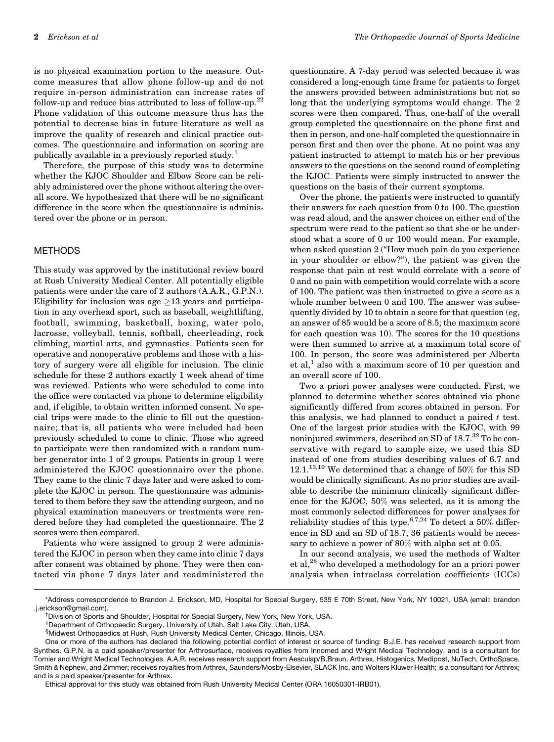is no physical examination portion to the measure. Outcome measures that allow phone follow-up and do not require in-person administration can increase rates of follow-up and reduce bias attributed to loss of follow-up.[22] Phone validation of this outcome measure thus has the potential to decrease bias in future literature as well as improve the quality of research and clinical practice outcomes. The questionnaire and information on scoring are publically available in a previously reported study.[1]

Therefore, the purpose of this study was to determine whether the KJOC Shoulder and Elbow Score can be reliably administered over the phone without altering the overall score. We hypothesized that there will be no significant difference in the score when the questionnaire is administered over the phone or in person.

## METHODS

This study was approved by the institutional review board at Rush University Medical Center. All potentially eligible patients were under the care of 2 authors (A.A.R., G.P.N.). Eligibility for inclusion was age ≥13 years and participation in any overhead sport, such as baseball, weightlifting, football, swimming, basketball, boxing, water polo, lacrosse, volleyball, tennis, softball, cheerleading, rock climbing, martial arts, and gymnastics. Patients seen for operative and nonoperative problems and those with a history of surgery were all eligible for inclusion. The clinic schedule for these 2 authors exactly 1 week ahead of time was reviewed. Patients who were scheduled to come into the office were contacted via phone to determine eligibility and, if eligible, to obtain written informed consent. No special trips were made to the clinic to fill out the questionnaire; that is, all patients who were included had been previously scheduled to come to clinic. Those who agreed to participate were then randomized with a random number generator into 1 of 2 groups. Patients in group 1 were administered the KJOC questionnaire over the phone. They came to the clinic 7 days later and were asked to complete the KJOC in person. The questionnaire was administered to them before they saw the attending surgeon, and no physical examination maneuvers or treatments were rendered before they had completed the questionnaire. The 2 scores were then compared.

Patients who were assigned to group 2 were administered the KJOC in person when they came into clinic 7 days after consent was obtained by phone. They were then contacted via phone 7 days later and readministered the questionnaire. A 7-day period was selected because it was considered a long-enough time frame for patients to forget the answers provided between administrations but not so long that the underlying symptoms would change. The 2 scores were then compared. Thus, one-half of the overall group completed the questionnaire on the phone first and then in person, and one-half completed the questionnaire in person first and then over the phone. At no point was any patient instructed to attempt to match his or her previous answers to the questions on the second round of completing the KJOC. Patients were simply instructed to answer the questions on the basis of their current symptoms.

Over the phone, the patients were instructed to quantify their answers for each question from 0 to 100. The question was read aloud, and the answer choices on either end of the spectrum were read to the patient so that she or he understood what a score of 0 or 100 would mean. For example, when asked question 2 ("How much pain do you experience in your shoulder or elbow?"), the patient was given the response that pain at rest would correlate with a score of 0 and no pain with competition would correlate with a score of 100. The patient was then instructed to give a score as a whole number between 0 and 100. The answer was subsequently divided by 10 to obtain a score for that question (eg, an answer of 85 would be a score of 8.5; the maximum score for each question was 10). The scores for the 10 questions were then summed to arrive at a maximum total score of 100. In person, the score was administered per Alberta et al,[1] also with a maximum score of 10 per question and an overall score of 100.

Two a priori power analyses were conducted. First, we planned to determine whether scores obtained via phone significantly differed from scores obtained in person. For this analysis, we had planned to conduct a paired $t$ test. One of the largest prior studies with the KJOC, with 99 noninjured swimmers, described an SD of 18.7.[32] To be conservative with regard to sample size, we used this SD instead of one from studies describing values of 6.7 and 12.1.[13,19] We determined that a change of 50% for this SD would be clinically significant. As no prior studies are available to describe the minimum clinically significant difference for the KJOC, 50% was selected, as it is among the most commonly selected differences for power analyses for reliability studies of this type.[6,7,24] To detect a 50% difference in SD and an SD of 18.7, 36 patients would be necessary to achieve a power of 80% with alpha set at 0.05.

In our second analysis, we used the methods of Walter et al,[28] who developed a methodology for an a priori power analysis when intraclass correlation coefficients (ICCs)

*Address correspondence to Brandon J. Erickson, MD, Hospital for Special Surgery, 535 E 70th Street, New York, NY 10021, USA (email: brandon.j.erickson@gmail.com).

†Division of Sports and Shoulder, Hospital for Special Surgery, New York, New York, USA.

‡Department of Orthopaedic Surgery, University of Utah, Salt Lake City, Utah, USA.

§Midwest Orthopaedics at Rush, Rush University Medical Center, Chicago, Illinois, USA.

One or more of the authors has declared the following potential conflict of interest or source of funding: B.J.E. has received research support from Synthes. G.P.N. is a paid speaker/presenter for Arthrosurface, receives royalties from Innomed and Wright Medical Technology, and is a consultant for Tornier and Wright Medical Technologies. A.A.R. receives research support from Aesculap/B.Braun, Arthrex, Histogenics, Medipost, NuTech, OrthoSpace, Smith & Nephew, and Zimmer; receives royalties from Arthrex, Saunders/Mosby-Elsevier, SLACK Inc, and Wolters Kluwer Health; is a consultant for Arthrex; and is a paid speaker/presenter for Arthrex.

Ethical approval for this study was obtained from Rush University Medical Center (ORA 16050301-IRB01).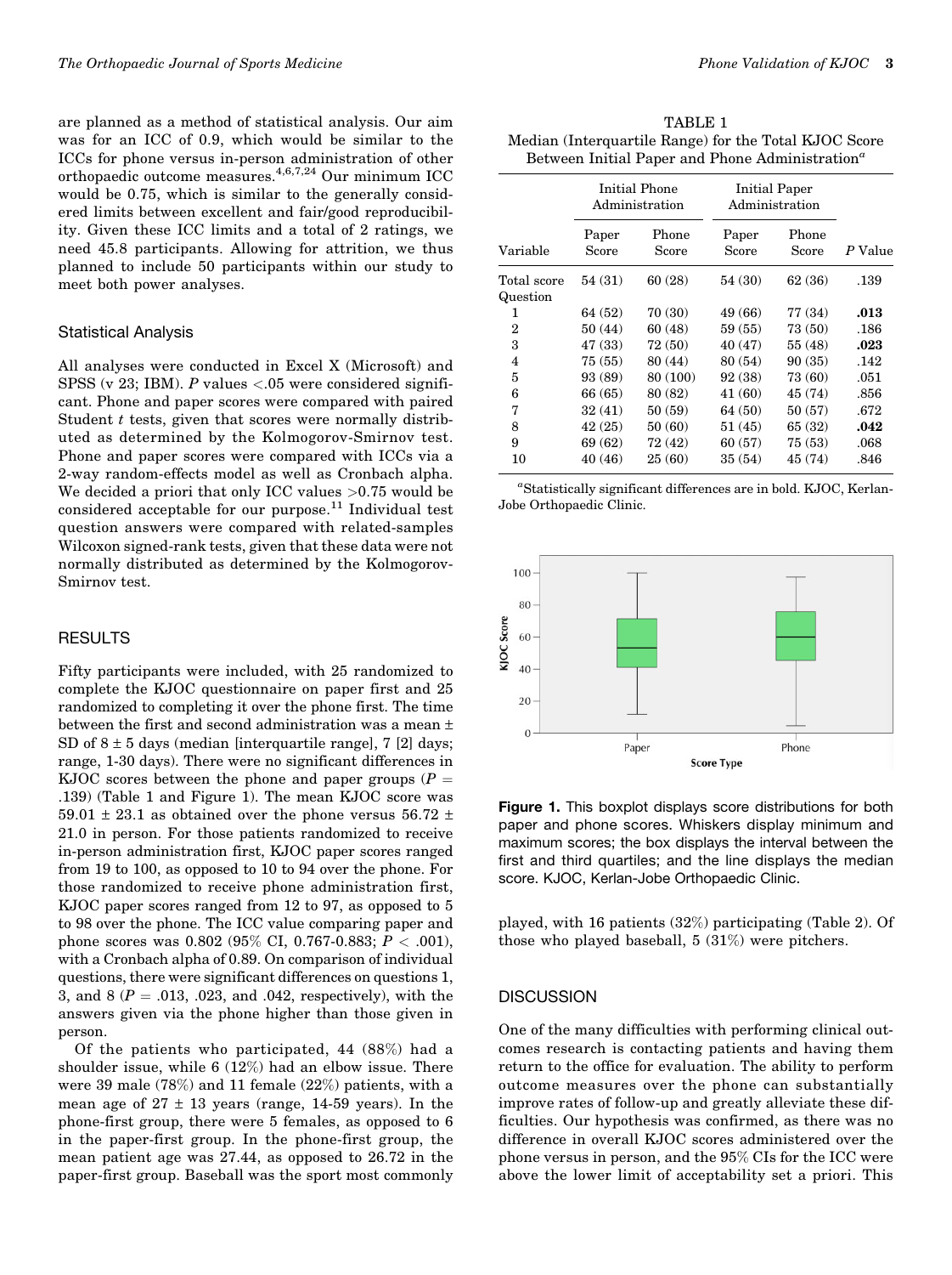are planned as a method of statistical analysis. Our aim was for an ICC of 0.9, which would be similar to the ICCs for phone versus in-person administration of other orthopaedic outcome measures.[4,6,7,24] Our minimum ICC would be 0.75, which is similar to the generally considered limits between excellent and fair/good reproducibility. Given these ICC limits and a total of 2 ratings, we need 45.8 participants. Allowing for attrition, we thus planned to include 50 participants within our study to meet both power analyses.

### Statistical Analysis

All analyses were conducted in Excel X (Microsoft) and SPSS (v 23; IBM). *P* values <.05 were considered significant. Phone and paper scores were compared with paired Student *t* tests, given that scores were normally distributed as determined by the Kolmogorov-Smirnov test. Phone and paper scores were compared with ICCs via a 2-way random-effects model as well as Cronbach alpha. We decided a priori that only ICC values >0.75 would be considered acceptable for our purpose.[11] Individual test question answers were compared with related-samples Wilcoxon signed-rank tests, given that these data were not normally distributed as determined by the Kolmogorov-Smirnov test.

## RESULTS

Fifty participants were included, with 25 randomized to complete the KJOC questionnaire on paper first and 25 randomized to completing it over the phone first. The time between the first and second administration was a mean ± SD of 8 ± 5 days (median [interquartile range], 7 [2] days; range, 1-30 days). There were no significant differences in KJOC scores between the phone and paper groups ($P$ = .139) (Table 1 and Figure 1). The mean KJOC score was 59.01 ± 23.1 as obtained over the phone versus 56.72 ± 21.0 in person. For those patients randomized to receive in-person administration first, KJOC paper scores ranged from 19 to 100, as opposed to 10 to 94 over the phone. For those randomized to receive phone administration first, KJOC paper scores ranged from 12 to 97, as opposed to 5 to 98 over the phone. The ICC value comparing paper and phone scores was 0.802 (95% CI, 0.767-0.883; $P$ < .001), with a Cronbach alpha of 0.89. On comparison of individual questions, there were significant differences on questions 1, 3, and 8 ($P$ = .013, .023, and .042, respectively), with the answers given via the phone higher than those given in person.

Of the patients who participated, 44 (88%) had a shoulder issue, while 6 (12%) had an elbow issue. There were 39 male (78%) and 11 female (22%) patients, with a mean age of 27 ± 13 years (range, 14-59 years). In the phone-first group, there were 5 females, as opposed to 6 in the paper-first group. In the phone-first group, the mean patient age was 27.44, as opposed to 26.72 in the paper-first group. Baseball was the sport most commonly played, with 16 patients (32%) participating (Table 2). Of those who played baseball, 5 (31%) were pitchers.

TABLE 1
Median (Interquartile Range) for the Total KJOC Score Between Initial Paper and Phone Administration[a]

| | Initial Phone Administration | | Initial Paper Administration | | |
|---|---|---|---|---|---|
| Variable | Paper Score | Phone Score | Paper Score | Phone Score | *P* Value |
| Total score | 54 (31) | 60 (28) | 54 (30) | 62 (36) | .139 |
| Question | | | | | |
| 1 | 64 (52) | 70 (30) | 49 (66) | 77 (34) | **.013** |
| 2 | 50 (44) | 60 (48) | 59 (55) | 73 (50) | .186 |
| 3 | 47 (33) | 72 (50) | 40 (47) | 55 (48) | **.023** |
| 4 | 75 (55) | 80 (44) | 80 (54) | 90 (35) | .142 |
| 5 | 93 (89) | 80 (100) | 92 (38) | 73 (60) | .051 |
| 6 | 66 (65) | 80 (82) | 41 (60) | 45 (74) | .856 |
| 7 | 32 (41) | 50 (59) | 64 (50) | 50 (57) | .672 |
| 8 | 42 (25) | 50 (60) | 51 (45) | 65 (32) | **.042** |
| 9 | 69 (62) | 72 (42) | 60 (57) | 75 (53) | .068 |
| 10 | 40 (46) | 25 (60) | 35 (54) | 45 (74) | .846 |

[a]Statistically significant differences are in bold. KJOC, Kerlan-Jobe Orthopaedic Clinic.

**Figure 1.** This boxplot displays score distributions for both paper and phone scores. Whiskers display minimum and maximum scores; the box displays the interval between the first and third quartiles; and the line displays the median score. KJOC, Kerlan-Jobe Orthopaedic Clinic.

## DISCUSSION

One of the many difficulties with performing clinical outcomes research is contacting patients and having them return to the office for evaluation. The ability to perform outcome measures over the phone can substantially improve rates of follow-up and greatly alleviate these difficulties. Our hypothesis was confirmed, as there was no difference in overall KJOC scores administered over the phone versus in person, and the 95% CIs for the ICC were above the lower limit of acceptability set a priori. This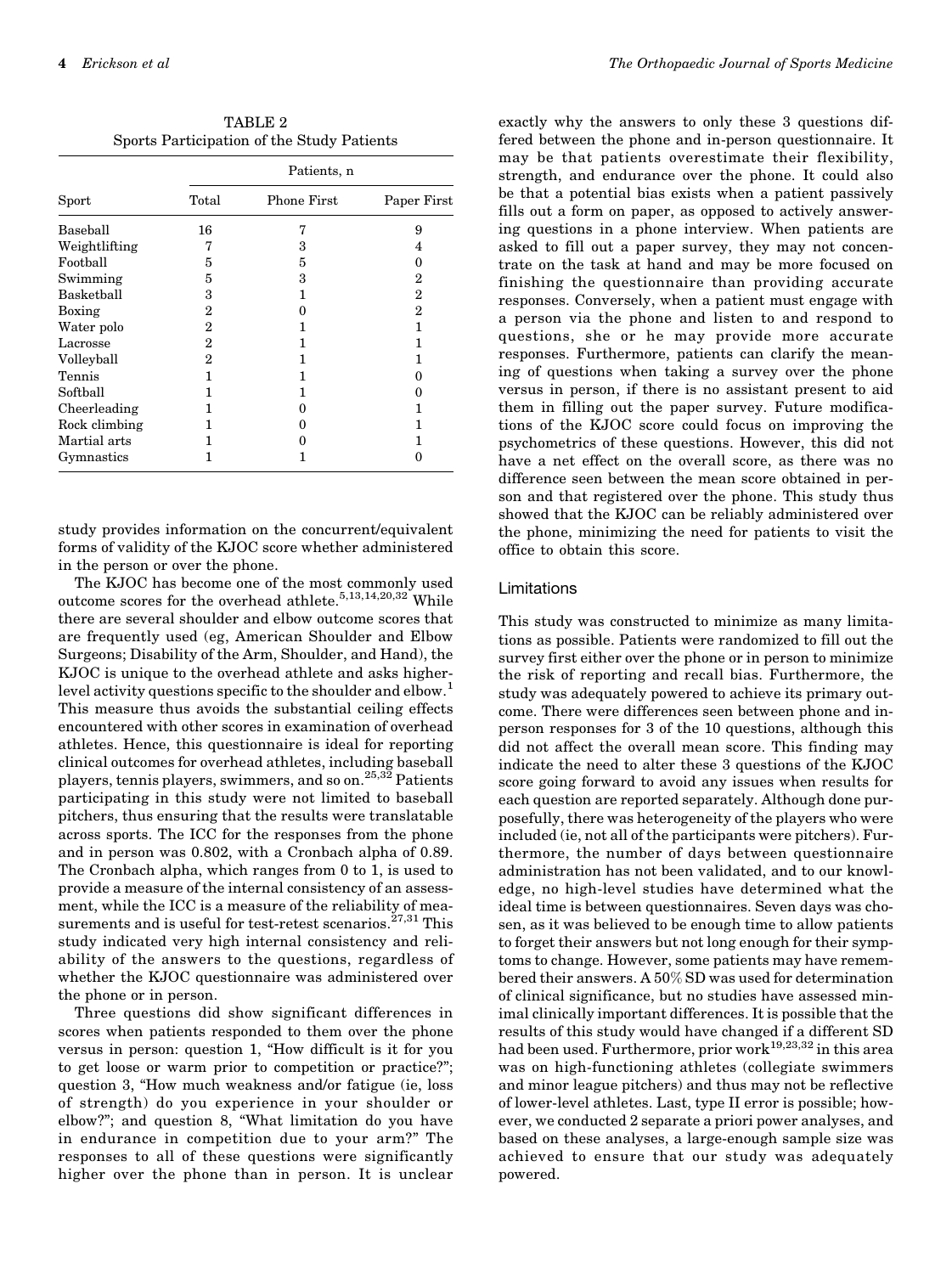TABLE 2
Sports Participation of the Study Patients

| Sport | Patients, n | | |
| --- | --- | --- | --- |
| | Total | Phone First | Paper First |
| Baseball | 16 | 7 | 9 |
| Weightlifting | 7 | 3 | 4 |
| Football | 5 | 5 | 0 |
| Swimming | 5 | 3 | 2 |
| Basketball | 3 | 1 | 2 |
| Boxing | 2 | 0 | 2 |
| Water polo | 2 | 1 | 1 |
| Lacrosse | 2 | 1 | 1 |
| Volleyball | 2 | 1 | 1 |
| Tennis | 1 | 1 | 0 |
| Softball | 1 | 1 | 0 |
| Cheerleading | 1 | 0 | 1 |
| Rock climbing | 1 | 0 | 1 |
| Martial arts | 1 | 0 | 1 |
| Gymnastics | 1 | 1 | 0 |

study provides information on the concurrent/equivalent forms of validity of the KJOC score whether administered in the person or over the phone.

The KJOC has become one of the most commonly used outcome scores for the overhead athlete.[5,13,14,20,32] While there are several shoulder and elbow outcome scores that are frequently used (eg, American Shoulder and Elbow Surgeons; Disability of the Arm, Shoulder, and Hand), the KJOC is unique to the overhead athlete and asks higher-level activity questions specific to the shoulder and elbow.[1] This measure thus avoids the substantial ceiling effects encountered with other scores in examination of overhead athletes. Hence, this questionnaire is ideal for reporting clinical outcomes for overhead athletes, including baseball players, tennis players, swimmers, and so on.[25,32] Patients participating in this study were not limited to baseball pitchers, thus ensuring that the results were translatable across sports. The ICC for the responses from the phone and in person was 0.802, with a Cronbach alpha of 0.89. The Cronbach alpha, which ranges from 0 to 1, is used to provide a measure of the internal consistency of an assessment, while the ICC is a measure of the reliability of measurements and is useful for test-retest scenarios.[27,31] This study indicated very high internal consistency and reliability of the answers to the questions, regardless of whether the KJOC questionnaire was administered over the phone or in person.

Three questions did show significant differences in scores when patients responded to them over the phone versus in person: question 1, "How difficult is it for you to get loose or warm prior to competition or practice?"; question 3, "How much weakness and/or fatigue (ie, loss of strength) do you experience in your shoulder or elbow?"; and question 8, "What limitation do you have in endurance in competition due to your arm?" The responses to all of these questions were significantly higher over the phone than in person. It is unclear exactly why the answers to only these 3 questions differed between the phone and in-person questionnaire. It may be that patients overestimate their flexibility, strength, and endurance over the phone. It could also be that a potential bias exists when a patient passively fills out a form on paper, as opposed to actively answering questions in a phone interview. When patients are asked to fill out a paper survey, they may not concentrate on the task at hand and may be more focused on finishing the questionnaire than providing accurate responses. Conversely, when a patient must engage with a person via the phone and listen to and respond to questions, she or he may provide more accurate responses. Furthermore, patients can clarify the meaning of questions when taking a survey over the phone versus in person, if there is no assistant present to aid them in filling out the paper survey. Future modifications of the KJOC score could focus on improving the psychometrics of these questions. However, this did not have a net effect on the overall score, as there was no difference seen between the mean score obtained in person and that registered over the phone. This study thus showed that the KJOC can be reliably administered over the phone, minimizing the need for patients to visit the office to obtain this score.

## Limitations

This study was constructed to minimize as many limitations as possible. Patients were randomized to fill out the survey first either over the phone or in person to minimize the risk of reporting and recall bias. Furthermore, the study was adequately powered to achieve its primary outcome. There were differences seen between phone and in-person responses for 3 of the 10 questions, although this did not affect the overall mean score. This finding may indicate the need to alter these 3 questions of the KJOC score going forward to avoid any issues when results for each question are reported separately. Although done purposefully, there was heterogeneity of the players who were included (ie, not all of the participants were pitchers). Furthermore, the number of days between questionnaire administration has not been validated, and to our knowledge, no high-level studies have determined what the ideal time is between questionnaires. Seven days was chosen, as it was believed to be enough time to allow patients to forget their answers but not long enough for their symptoms to change. However, some patients may have remembered their answers. A 50% SD was used for determination of clinical significance, but no studies have assessed minimal clinically important differences. It is possible that the results of this study would have changed if a different SD had been used. Furthermore, prior work[19,23,32] in this area was on high-functioning athletes (collegiate swimmers and minor league pitchers) and thus may not be reflective of lower-level athletes. Last, type II error is possible; however, we conducted 2 separate a priori power analyses, and based on these analyses, a large-enough sample size was achieved to ensure that our study was adequately powered.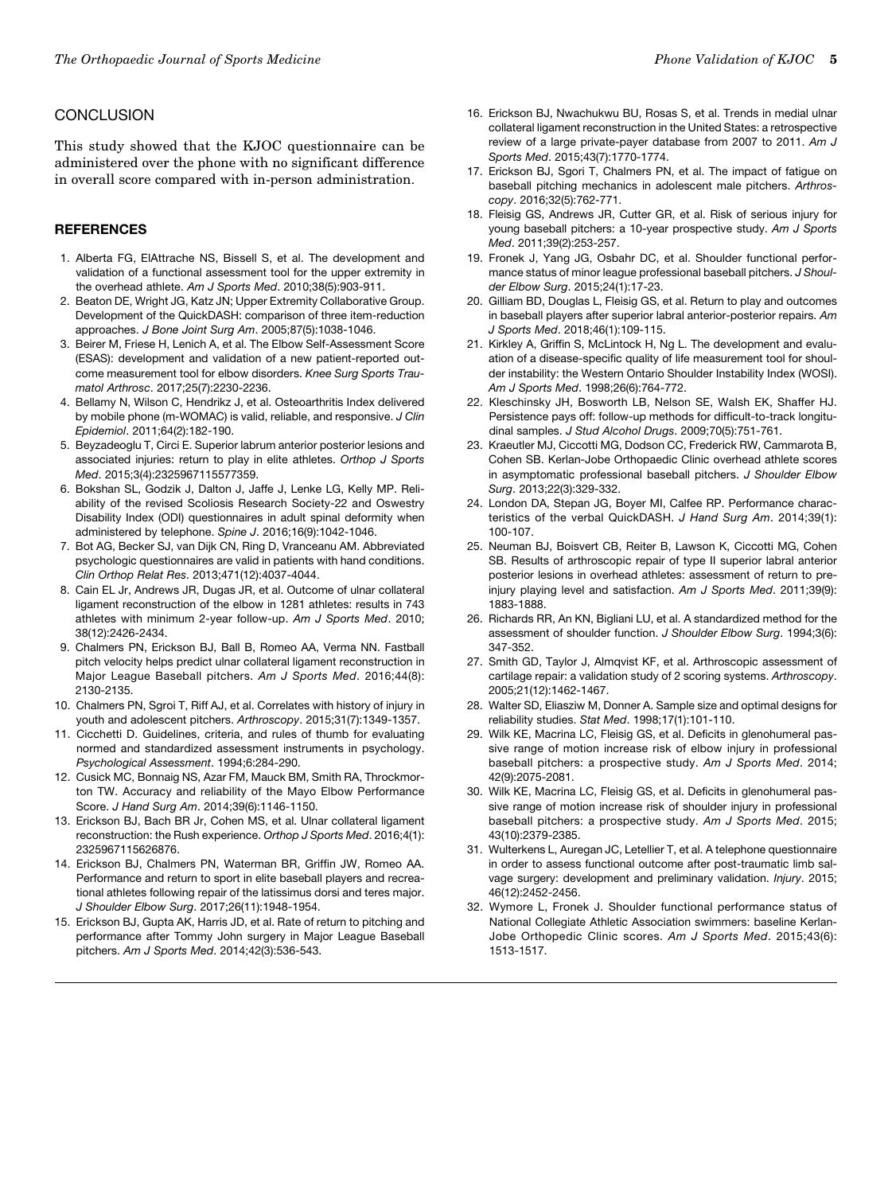## CONCLUSION

This study showed that the KJOC questionnaire can be administered over the phone with no significant difference in overall score compared with in-person administration.

## REFERENCES

1. Alberta FG, ElAttrache NS, Bissell S, et al. The development and validation of a functional assessment tool for the upper extremity in the overhead athlete. *Am J Sports Med*. 2010;38(5):903-911.
2. Beaton DE, Wright JG, Katz JN; Upper Extremity Collaborative Group. Development of the QuickDASH: comparison of three item-reduction approaches. *J Bone Joint Surg Am*. 2005;87(5):1038-1046.
3. Beirer M, Friese H, Lenich A, et al. The Elbow Self-Assessment Score (ESAS): development and validation of a new patient-reported outcome measurement tool for elbow disorders. *Knee Surg Sports Traumatol Arthrosc*. 2017;25(7):2230-2236.
4. Bellamy N, Wilson C, Hendrikz J, et al. Osteoarthritis Index delivered by mobile phone (m-WOMAC) is valid, reliable, and responsive. *J Clin Epidemiol*. 2011;64(2):182-190.
5. Beyzadeoglu T, Circi E. Superior labrum anterior posterior lesions and associated injuries: return to play in elite athletes. *Orthop J Sports Med*. 2015;3(4):2325967115577359.
6. Bokshan SL, Godzik J, Dalton J, Jaffe J, Lenke LG, Kelly MP. Reliability of the revised Scoliosis Research Society-22 and Oswestry Disability Index (ODI) questionnaires in adult spinal deformity when administered by telephone. *Spine J*. 2016;16(9):1042-1046.
7. Bot AG, Becker SJ, van Dijk CN, Ring D, Vranceanu AM. Abbreviated psychologic questionnaires are valid in patients with hand conditions. *Clin Orthop Relat Res*. 2013;471(12):4037-4044.
8. Cain EL Jr, Andrews JR, Dugas JR, et al. Outcome of ulnar collateral ligament reconstruction of the elbow in 1281 athletes: results in 743 athletes with minimum 2-year follow-up. *Am J Sports Med*. 2010; 38(12):2426-2434.
9. Chalmers PN, Erickson BJ, Ball B, Romeo AA, Verma NN. Fastball pitch velocity helps predict ulnar collateral ligament reconstruction in Major League Baseball pitchers. *Am J Sports Med*. 2016;44(8): 2130-2135.
10. Chalmers PN, Sgroi T, Riff AJ, et al. Correlates with history of injury in youth and adolescent pitchers. *Arthroscopy*. 2015;31(7):1349-1357.
11. Cicchetti D. Guidelines, criteria, and rules of thumb for evaluating normed and standardized assessment instruments in psychology. *Psychological Assessment*. 1994;6:284-290.
12. Cusick MC, Bonnaig NS, Azar FM, Mauck BM, Smith RA, Throckmorton TW. Accuracy and reliability of the Mayo Elbow Performance Score. *J Hand Surg Am*. 2014;39(6):1146-1150.
13. Erickson BJ, Bach BR Jr, Cohen MS, et al. Ulnar collateral ligament reconstruction: the Rush experience. *Orthop J Sports Med*. 2016;4(1): 2325967115626876.
14. Erickson BJ, Chalmers PN, Waterman BR, Griffin JW, Romeo AA. Performance and return to sport in elite baseball players and recreational athletes following repair of the latissimus dorsi and teres major. *J Shoulder Elbow Surg*. 2017;26(11):1948-1954.
15. Erickson BJ, Gupta AK, Harris JD, et al. Rate of return to pitching and performance after Tommy John surgery in Major League Baseball pitchers. *Am J Sports Med*. 2014;42(3):536-543.
16. Erickson BJ, Nwachukwu BU, Rosas S, et al. Trends in medial ulnar collateral ligament reconstruction in the United States: a retrospective review of a large private-payer database from 2007 to 2011. *Am J Sports Med*. 2015;43(7):1770-1774.
17. Erickson BJ, Sgori T, Chalmers PN, et al. The impact of fatigue on baseball pitching mechanics in adolescent male pitchers. *Arthroscopy*. 2016;32(5):762-771.
18. Fleisig GS, Andrews JR, Cutter GR, et al. Risk of serious injury for young baseball pitchers: a 10-year prospective study. *Am J Sports Med*. 2011;39(2):253-257.
19. Fronek J, Yang JG, Osbahr DC, et al. Shoulder functional performance status of minor league professional baseball pitchers. *J Shoulder Elbow Surg*. 2015;24(1):17-23.
20. Gilliam BD, Douglas L, Fleisig GS, et al. Return to play and outcomes in baseball players after superior labral anterior-posterior repairs. *Am J Sports Med*. 2018;46(1):109-115.
21. Kirkley A, Griffin S, McLintock H, Ng L. The development and evaluation of a disease-specific quality of life measurement tool for shoulder instability: the Western Ontario Shoulder Instability Index (WOSI). *Am J Sports Med*. 1998;26(6):764-772.
22. Kleschinsky JH, Bosworth LB, Nelson SE, Walsh EK, Shaffer HJ. Persistence pays off: follow-up methods for difficult-to-track longitudinal samples. *J Stud Alcohol Drugs*. 2009;70(5):751-761.
23. Kraeutler MJ, Ciccotti MG, Dodson CC, Frederick RW, Cammarota B, Cohen SB. Kerlan-Jobe Orthopaedic Clinic overhead athlete scores in asymptomatic professional baseball pitchers. *J Shoulder Elbow Surg*. 2013;22(3):329-332.
24. London DA, Stepan JG, Boyer MI, Calfee RP. Performance characteristics of the verbal QuickDASH. *J Hand Surg Am*. 2014;39(1): 100-107.
25. Neuman BJ, Boisvert CB, Reiter B, Lawson K, Ciccotti MG, Cohen SB. Results of arthroscopic repair of type II superior labral anterior posterior lesions in overhead athletes: assessment of return to preinjury playing level and satisfaction. *Am J Sports Med*. 2011;39(9): 1883-1888.
26. Richards RR, An KN, Bigliani LU, et al. A standardized method for the assessment of shoulder function. *J Shoulder Elbow Surg*. 1994;3(6): 347-352.
27. Smith GD, Taylor J, Almqvist KF, et al. Arthroscopic assessment of cartilage repair: a validation study of 2 scoring systems. *Arthroscopy*. 2005;21(12):1462-1467.
28. Walter SD, Eliasziw M, Donner A. Sample size and optimal designs for reliability studies. *Stat Med*. 1998;17(1):101-110.
29. Wilk KE, Macrina LC, Fleisig GS, et al. Deficits in glenohumeral passive range of motion increase risk of elbow injury in professional baseball pitchers: a prospective study. *Am J Sports Med*. 2014; 42(9):2075-2081.
30. Wilk KE, Macrina LC, Fleisig GS, et al. Deficits in glenohumeral passive range of motion increase risk of shoulder injury in professional baseball pitchers: a prospective study. *Am J Sports Med*. 2015; 43(10):2379-2385.
31. Wulterkens L, Auregan JC, Letellier T, et al. A telephone questionnaire in order to assess functional outcome after post-traumatic limb salvage surgery: development and preliminary validation. *Injury*. 2015; 46(12):2452-2456.
32. Wymore L, Fronek J. Shoulder functional performance status of National Collegiate Athletic Association swimmers: baseline Kerlan-Jobe Orthopedic Clinic scores. *Am J Sports Med*. 2015;43(6): 1513-1517.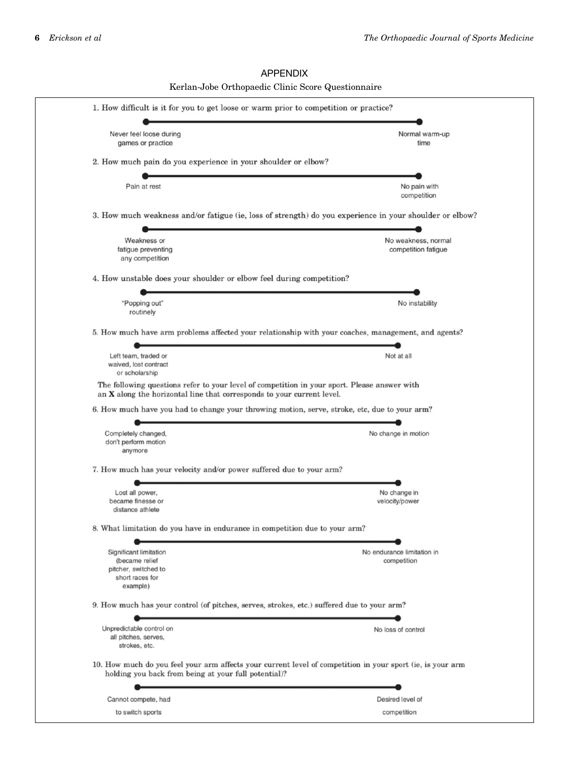## APPENDIX

Kerlan-Jobe Orthopaedic Clinic Score Questionnaire

1. How difficult is it for you to get loose or warm prior to competition or practice?

Never feel loose during games or practice — Normal warm-up time

2. How much pain do you experience in your shoulder or elbow?

Pain at rest — No pain with competition

3. How much weakness and/or fatigue (ie, loss of strength) do you experience in your shoulder or elbow?

Weakness or fatigue preventing any competition — No weakness, normal competition fatigue

4. How unstable does your shoulder or elbow feel during competition?

"Popping out" routinely — No instability

5. How much have arm problems affected your relationship with your coaches, management, and agents?

Left team, traded or waived, lost contract or scholarship — Not at all

The following questions refer to your level of competition in your sport. Please answer with an **X** along the horizontal line that corresponds to your current level.

6. How much have you had to change your throwing motion, serve, stroke, etc, due to your arm?

Completely changed, don't perform motion anymore — No change in motion

7. How much has your velocity and/or power suffered due to your arm?

Lost all power, became finesse or distance athlete — No change in velocity/power

8. What limitation do you have in endurance in competition due to your arm?

Significant limitation (became relief pitcher, switched to short races for example) — No endurance limitation in competition

9. How much has your control (of pitches, serves, strokes, etc.) suffered due to your arm?

Unpredictable control on all pitches, serves, strokes, etc. — No loss of control

10. How much do you feel your arm affects your current level of competition in your sport (ie, is your arm holding you back from being at your full potential)?

Cannot compete, had to switch sports — Desired level of competition